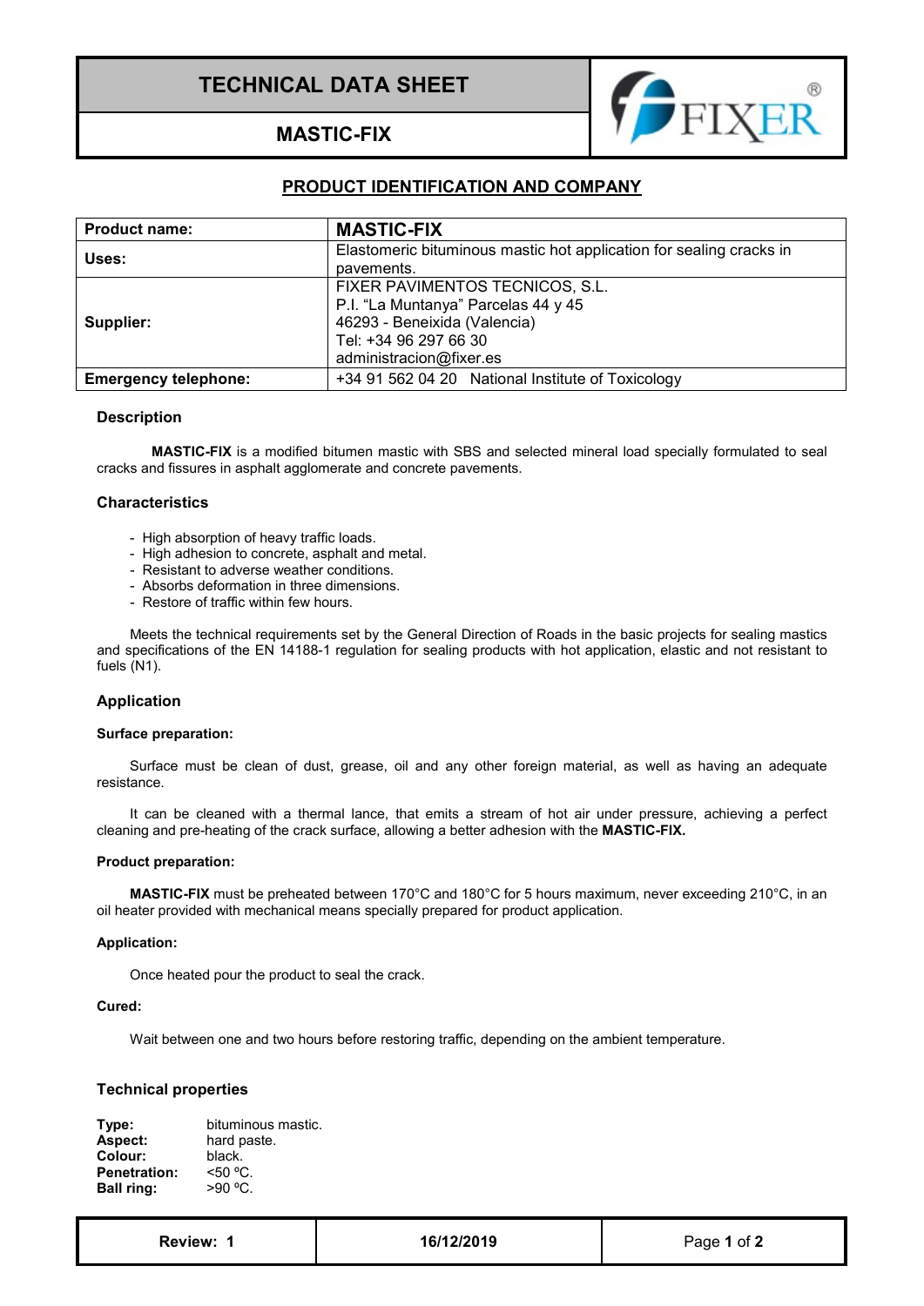# TECHNICAL DATA SHEET

## MASTIC-FIX

### PRODUCT IDENTIFICATION AND COMPANY

| **Product name:** | **MASTIC-FIX** |
|---|---|
| **Uses:** | Elastomeric bituminous mastic hot application for sealing cracks in pavements. |
| **Supplier:** | FIXER PAVIMENTOS TECNICOS, S.L.<br>P.I. "La Muntanya" Parcelas 44 y 45<br>46293 - Beneixida (Valencia)<br>Tel: +34 96 297 66 30<br>administracion@fixer.es |
| **Emergency telephone:** | +34 91 562 04 20 National Institute of Toxicology |

### Description

**MASTIC-FIX** is a modified bitumen mastic with SBS and selected mineral load specially formulated to seal cracks and fissures in asphalt agglomerate and concrete pavements.

### Characteristics

- High absorption of heavy traffic loads.
- High adhesion to concrete, asphalt and metal.
- Resistant to adverse weather conditions.
- Absorbs deformation in three dimensions.
- Restore of traffic within few hours.

Meets the technical requirements set by the General Direction of Roads in the basic projects for sealing mastics and specifications of the EN 14188-1 regulation for sealing products with hot application, elastic and not resistant to fuels (N1).

### Application

**Surface preparation:**

Surface must be clean of dust, grease, oil and any other foreign material, as well as having an adequate resistance.

It can be cleaned with a thermal lance, that emits a stream of hot air under pressure, achieving a perfect cleaning and pre-heating of the crack surface, allowing a better adhesion with the **MASTIC-FIX.**

**Product preparation:**

**MASTIC-FIX** must be preheated between 170°C and 180°C for 5 hours maximum, never exceeding 210°C, in an oil heater provided with mechanical means specially prepared for product application.

**Application:**

Once heated pour the product to seal the crack.

**Cured:**

Wait between one and two hours before restoring traffic, depending on the ambient temperature.

### Technical properties

**Type:** bituminous mastic.
**Aspect:** hard paste.
**Colour:** black.
**Penetration:** <50 ºC.
**Ball ring:** >90 ºC.

| **Review: 1** | **16/12/2019** |
|---|---|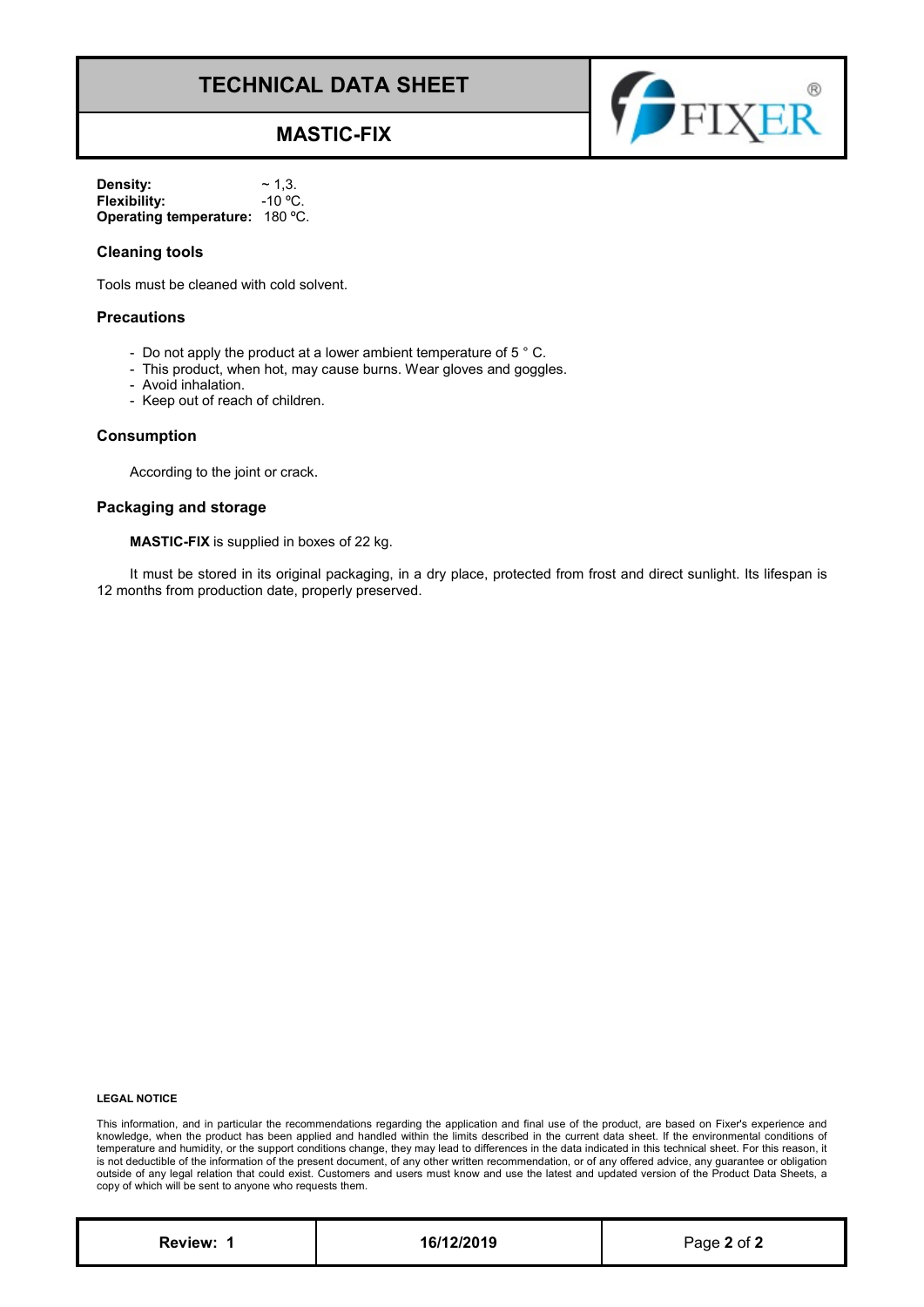**Density:** ~ 1,3.
**Flexibility:** -10 ºC.
**Operating temperature:** 180 ºC.

### Cleaning tools

Tools must be cleaned with cold solvent.

### Precautions

- Do not apply the product at a lower ambient temperature of 5 ° C.
- This product, when hot, may cause burns. Wear gloves and goggles.
- Avoid inhalation.
- Keep out of reach of children.

### Consumption

According to the joint or crack.

### Packaging and storage

**MASTIC-FIX** is supplied in boxes of 22 kg.

It must be stored in its original packaging, in a dry place, protected from frost and direct sunlight. Its lifespan is 12 months from production date, properly preserved.

**LEGAL NOTICE**

This information, and in particular the recommendations regarding the application and final use of the product, are based on Fixer's experience and knowledge, when the product has been applied and handled within the limits described in the current data sheet. If the environmental conditions of temperature and humidity, or the support conditions change, they may lead to differences in the data indicated in this technical sheet. For this reason, it is not deductible of the information of the present document, of any other written recommendation, or of any offered advice, any guarantee or obligation outside of any legal relation that could exist. Customers and users must know and use the latest and updated version of the Product Data Sheets, a copy of which will be sent to anyone who requests them.

| | |
|---|---|
| **Review: 1** | **16/12/2019** |